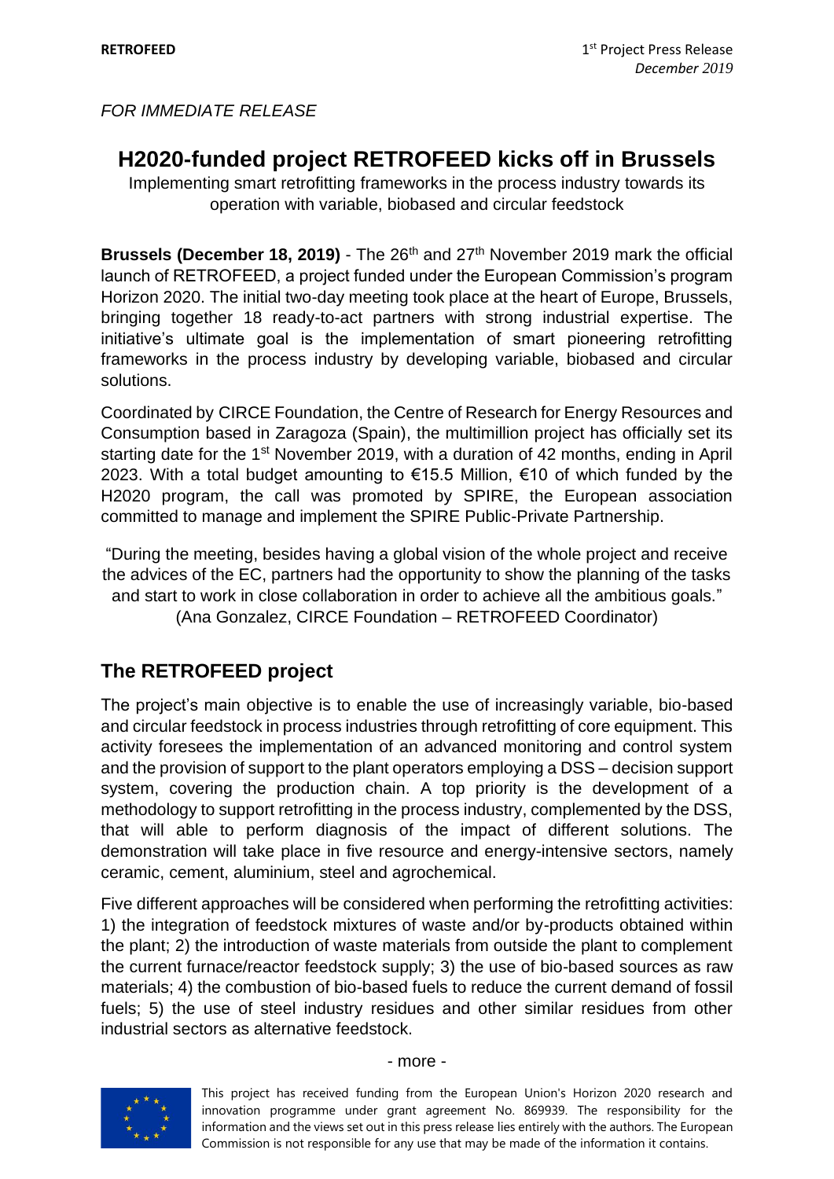*FOR IMMEDIATE RELEASE*

# H2020-funded project RETROFEED kicks off in Brussels

Implementing smart retrofitting frameworks in the process industry towards its operation with variable, biobased and circular feedstock

**Brussels (December 18, 2019)** - The 26th and 27th November 2019 mark the official launch of RETROFEED, a project funded under the European Commission's program Horizon 2020. The initial two-day meeting took place at the heart of Europe, Brussels, bringing together 18 ready-to-act partners with strong industrial expertise. The initiative's ultimate goal is the implementation of smart pioneering retrofitting frameworks in the process industry by developing variable, biobased and circular solutions.

Coordinated by CIRCE Foundation, the Centre of Research for Energy Resources and Consumption based in Zaragoza (Spain), the multimillion project has officially set its starting date for the 1st November 2019, with a duration of 42 months, ending in April 2023. With a total budget amounting to €15.5 Million, €10 of which funded by the H2020 program, the call was promoted by SPIRE, the European association committed to manage and implement the SPIRE Public-Private Partnership.

"During the meeting, besides having a global vision of the whole project and receive the advices of the EC, partners had the opportunity to show the planning of the tasks and start to work in close collaboration in order to achieve all the ambitious goals." (Ana Gonzalez, CIRCE Foundation – RETROFEED Coordinator)

## The RETROFEED project

The project's main objective is to enable the use of increasingly variable, bio-based and circular feedstock in process industries through retrofitting of core equipment. This activity foresees the implementation of an advanced monitoring and control system and the provision of support to the plant operators employing a DSS – decision support system, covering the production chain. A top priority is the development of a methodology to support retrofitting in the process industry, complemented by the DSS, that will able to perform diagnosis of the impact of different solutions. The demonstration will take place in five resource and energy-intensive sectors, namely ceramic, cement, aluminium, steel and agrochemical.

Five different approaches will be considered when performing the retrofitting activities: 1) the integration of feedstock mixtures of waste and/or by-products obtained within the plant; 2) the introduction of waste materials from outside the plant to complement the current furnace/reactor feedstock supply; 3) the use of bio-based sources as raw materials; 4) the combustion of bio-based fuels to reduce the current demand of fossil fuels; 5) the use of steel industry residues and other similar residues from other industrial sectors as alternative feedstock.

- more -

This project has received funding from the European Union's Horizon 2020 research and innovation programme under grant agreement No. 869939. The responsibility for the information and the views set out in this press release lies entirely with the authors. The European Commission is not responsible for any use that may be made of the information it contains.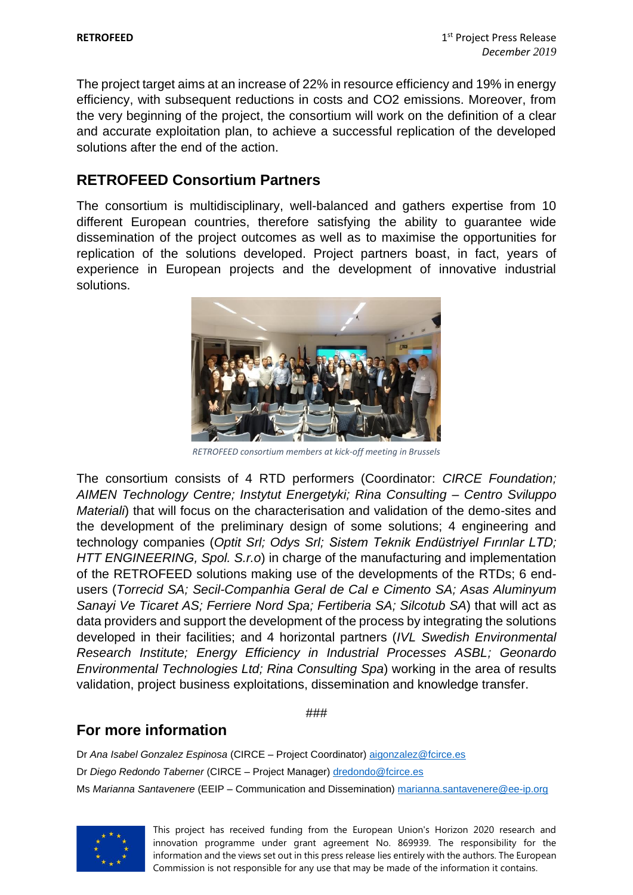The project target aims at an increase of 22% in resource efficiency and 19% in energy efficiency, with subsequent reductions in costs and $CO_2$ emissions. Moreover, from the very beginning of the project, the consortium will work on the definition of a clear and accurate exploitation plan, to achieve a successful replication of the developed solutions after the end of the action.

## RETROFEED Consortium Partners

The consortium is multidisciplinary, well-balanced and gathers expertise from 10 different European countries, therefore satisfying the ability to guarantee wide dissemination of the project outcomes as well as to maximise the opportunities for replication of the solutions developed. Project partners boast, in fact, years of experience in European projects and the development of innovative industrial solutions.

*RETROFEED consortium members at kick-off meeting in Brussels*

The consortium consists of 4 RTD performers (Coordinator: *CIRCE Foundation; AIMEN Technology Centre; Instytut Energetyki; Rina Consulting – Centro Sviluppo Materiali*) that will focus on the characterisation and validation of the demo-sites and the development of the preliminary design of some solutions; 4 engineering and technology companies (*Optit Srl; Odys Srl; Sistem Teknik Endüstriyel Fırınlar LTD; HTT ENGINEERING, Spol. S.r.o*) in charge of the manufacturing and implementation of the RETROFEED solutions making use of the developments of the RTDs; 6 end-users (*Torrecid SA; Secil-Companhia Geral de Cal e Cimento SA; Asas Aluminyum Sanayi Ve Ticaret AS; Ferriere Nord Spa; Fertiberia SA; Silcotub SA*) that will act as data providers and support the development of the process by integrating the solutions developed in their facilities; and 4 horizontal partners (*IVL Swedish Environmental Research Institute; Energy Efficiency in Industrial Processes ASBL; Geonardo Environmental Technologies Ltd; Rina Consulting Spa*) working in the area of results validation, project business exploitations, dissemination and knowledge transfer.

###

## For more information

Dr *Ana Isabel Gonzalez Espinosa* (CIRCE – Project Coordinator) aigonzalez@fcirce.es

Dr *Diego Redondo Taberner* (CIRCE – Project Manager) dredondo@fcirce.es

Ms *Marianna Santavenere* (EEIP – Communication and Dissemination) marianna.santavenere@ee-ip.org

This project has received funding from the European Union's Horizon 2020 research and innovation programme under grant agreement No. 869939. The responsibility for the information and the views set out in this press release lies entirely with the authors. The European Commission is not responsible for any use that may be made of the information it contains.